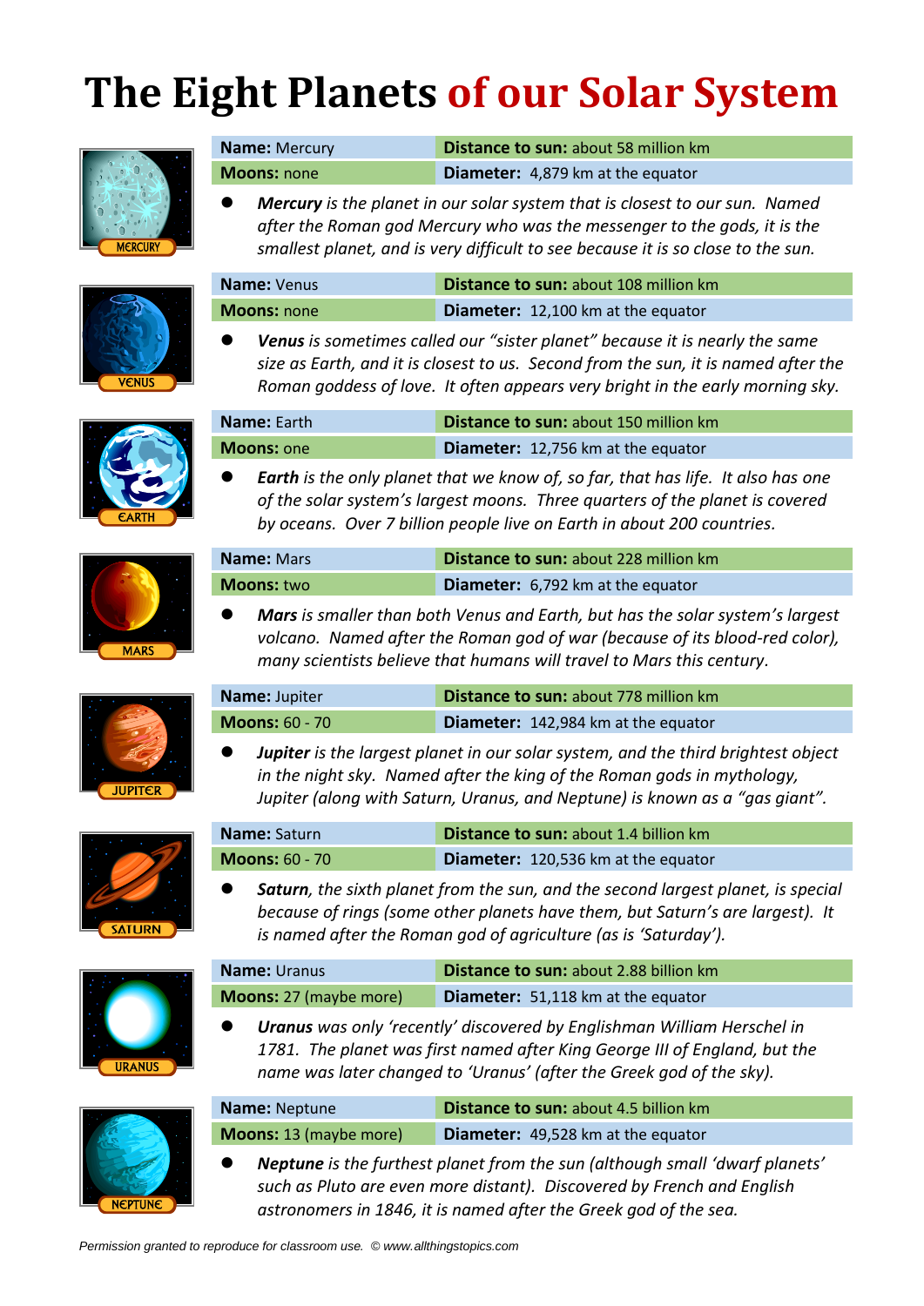# The Eight Planets of our Solar System

| **Name:** Mercury | **Distance to sun:** about 58 million km |
|---|---|
| **Moons:** none | **Diameter:** 4,879 km at the equator |

- ***Mercury*** *is the planet in our solar system that is closest to our sun. Named after the Roman god Mercury who was the messenger to the gods, it is the smallest planet, and is very difficult to see because it is so close to the sun.*

| **Name:** Venus | **Distance to sun:** about 108 million km |
|---|---|
| **Moons:** none | **Diameter:** 12,100 km at the equator |

- ***Venus*** *is sometimes called our "sister planet" because it is nearly the same size as Earth, and it is closest to us. Second from the sun, it is named after the Roman goddess of love. It often appears very bright in the early morning sky.*

| **Name:** Earth | **Distance to sun:** about 150 million km |
|---|---|
| **Moons:** one | **Diameter:** 12,756 km at the equator |

- ***Earth*** *is the only planet that we know of, so far, that has life. It also has one of the solar system's largest moons. Three quarters of the planet is covered by oceans. Over 7 billion people live on Earth in about 200 countries.*

| **Name:** Mars | **Distance to sun:** about 228 million km |
|---|---|
| **Moons:** two | **Diameter:** 6,792 km at the equator |

- ***Mars*** *is smaller than both Venus and Earth, but has the solar system's largest volcano. Named after the Roman god of war (because of its blood-red color), many scientists believe that humans will travel to Mars this century.*

| **Name:** Jupiter | **Distance to sun:** about 778 million km |
|---|---|
| **Moons:** 60 - 70 | **Diameter:** 142,984 km at the equator |

- ***Jupiter*** *is the largest planet in our solar system, and the third brightest object in the night sky. Named after the king of the Roman gods in mythology, Jupiter (along with Saturn, Uranus, and Neptune) is known as a "gas giant".*

| **Name:** Saturn | **Distance to sun:** about 1.4 billion km |
|---|---|
| **Moons:** 60 - 70 | **Diameter:** 120,536 km at the equator |

- ***Saturn****, the sixth planet from the sun, and the second largest planet, is special because of rings (some other planets have them, but Saturn's are largest). It is named after the Roman god of agriculture (as is 'Saturday').*

| **Name:** Uranus | **Distance to sun:** about 2.88 billion km |
|---|---|
| **Moons:** 27 (maybe more) | **Diameter:** 51,118 km at the equator |

- ***Uranus*** *was only 'recently' discovered by Englishman William Herschel in 1781. The planet was first named after King George III of England, but the name was later changed to 'Uranus' (after the Greek god of the sky).*

| **Name:** Neptune | **Distance to sun:** about 4.5 billion km |
|---|---|
| **Moons:** 13 (maybe more) | **Diameter:** 49,528 km at the equator |

- ***Neptune*** *is the furthest planet from the sun (although small 'dwarf planets' such as Pluto are even more distant). Discovered by French and English astronomers in 1846, it is named after the Greek god of the sea.*

*Permission granted to reproduce for classroom use. © www.allthingstopics.com*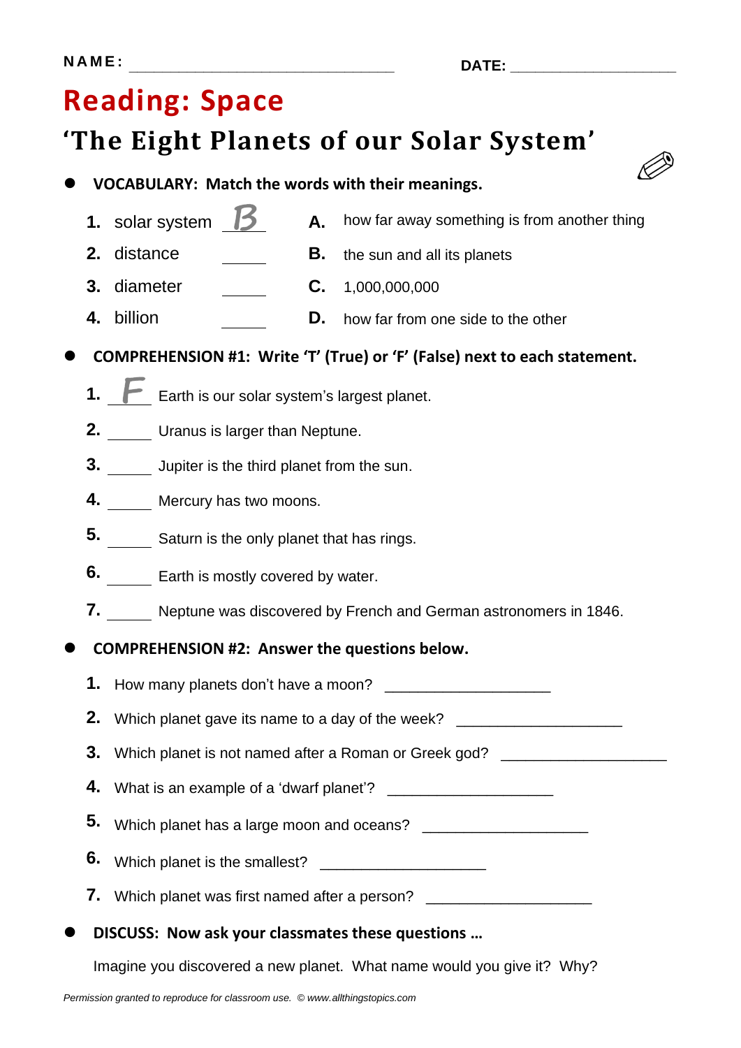NAME: ______________________________ DATE: ____________________

# Reading: Space

## 'The Eight Planets of our Solar System'

- **VOCABULARY: Match the words with their meanings.**

1. solar system __B__
2. distance _____
3. diameter _____
4. billion _____

A. how far away something is from another thing
B. the sun and all its planets
C. 1,000,000,000
D. how far from one side to the other

- **COMPREHENSION #1: Write 'T' (True) or 'F' (False) next to each statement.**

1. __F__ Earth is our solar system's largest planet.
2. _____ Uranus is larger than Neptune.
3. _____ Jupiter is the third planet from the sun.
4. _____ Mercury has two moons.
5. _____ Saturn is the only planet that has rings.
6. _____ Earth is mostly covered by water.
7. _____ Neptune was discovered by French and German astronomers in 1846.

- **COMPREHENSION #2: Answer the questions below.**

1. How many planets don't have a moon? ____________________
2. Which planet gave its name to a day of the week? ____________________
3. Which planet is not named after a Roman or Greek god? ____________________
4. What is an example of a 'dwarf planet'? ____________________
5. Which planet has a large moon and oceans? ____________________
6. Which planet is the smallest? ____________________
7. Which planet was first named after a person? ____________________

- **DISCUSS: Now ask your classmates these questions …**

Imagine you discovered a new planet. What name would you give it? Why?

*Permission granted to reproduce for classroom use. © www.allthingstopics.com*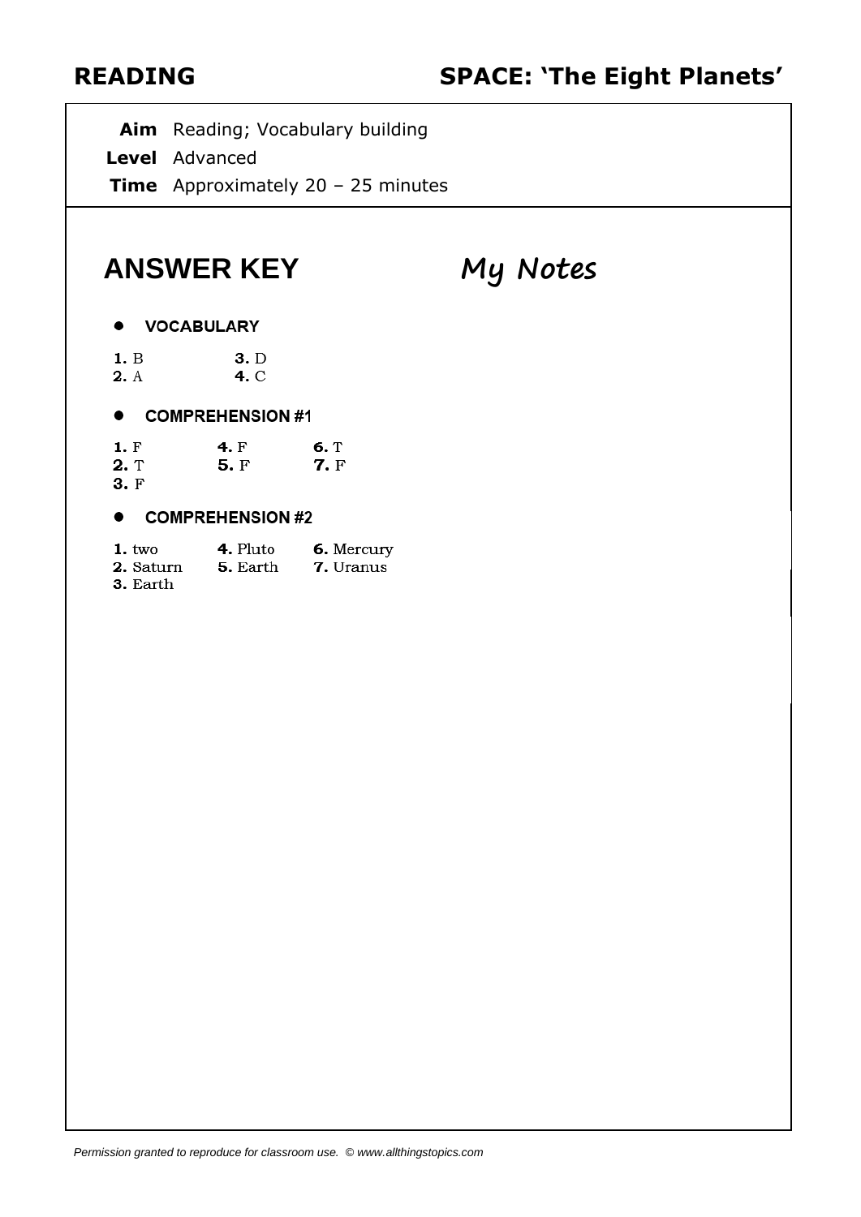**READING** **SPACE: 'The Eight Planets'**

**Aim** Reading; Vocabulary building
**Level** Advanced
**Time** Approximately 20 – 25 minutes

## ANSWER KEY

*My Notes*

- **VOCABULARY**

**1.** B
**2.** A
**3.** D
**4.** C

- **COMPREHENSION #1**

**1.** F
**2.** T
**3.** F
**4.** F
**5.** F
**6.** T
**7.** F

- **COMPREHENSION #2**

**1.** two
**2.** Saturn
**3.** Earth
**4.** Pluto
**5.** Earth
**6.** Mercury
**7.** Uranus

*Permission granted to reproduce for classroom use. © www.allthingstopics.com*